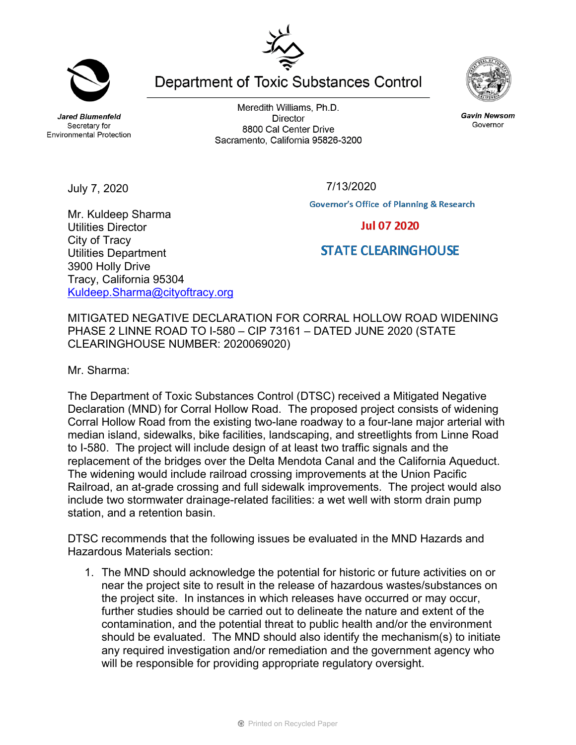# Department of Toxic Substances Control

**Jared Blumenfeld**
Secretary for
Environmental Protection

Meredith Williams, Ph.D.
Director
8800 Cal Center Drive
Sacramento, California 95826-3200

**Gavin Newsom**
Governor

July 7, 2020

7/13/2020

Governor's Office of Planning & Research

**Jul 07 2020**

**STATE CLEARINGHOUSE**

Mr. Kuldeep Sharma
Utilities Director
City of Tracy
Utilities Department
3900 Holly Drive
Tracy, California 95304
Kuldeep.Sharma@cityoftracy.org

MITIGATED NEGATIVE DECLARATION FOR CORRAL HOLLOW ROAD WIDENING PHASE 2 LINNE ROAD TO I-580 – CIP 73161 – DATED JUNE 2020 (STATE CLEARINGHOUSE NUMBER: 2020069020)

Mr. Sharma:

The Department of Toxic Substances Control (DTSC) received a Mitigated Negative Declaration (MND) for Corral Hollow Road. The proposed project consists of widening Corral Hollow Road from the existing two-lane roadway to a four-lane major arterial with median island, sidewalks, bike facilities, landscaping, and streetlights from Linne Road to I-580. The project will include design of at least two traffic signals and the replacement of the bridges over the Delta Mendota Canal and the California Aqueduct. The widening would include railroad crossing improvements at the Union Pacific Railroad, an at-grade crossing and full sidewalk improvements. The project would also include two stormwater drainage-related facilities: a wet well with storm drain pump station, and a retention basin.

DTSC recommends that the following issues be evaluated in the MND Hazards and Hazardous Materials section:

1. The MND should acknowledge the potential for historic or future activities on or near the project site to result in the release of hazardous wastes/substances on the project site. In instances in which releases have occurred or may occur, further studies should be carried out to delineate the nature and extent of the contamination, and the potential threat to public health and/or the environment should be evaluated. The MND should also identify the mechanism(s) to initiate any required investigation and/or remediation and the government agency who will be responsible for providing appropriate regulatory oversight.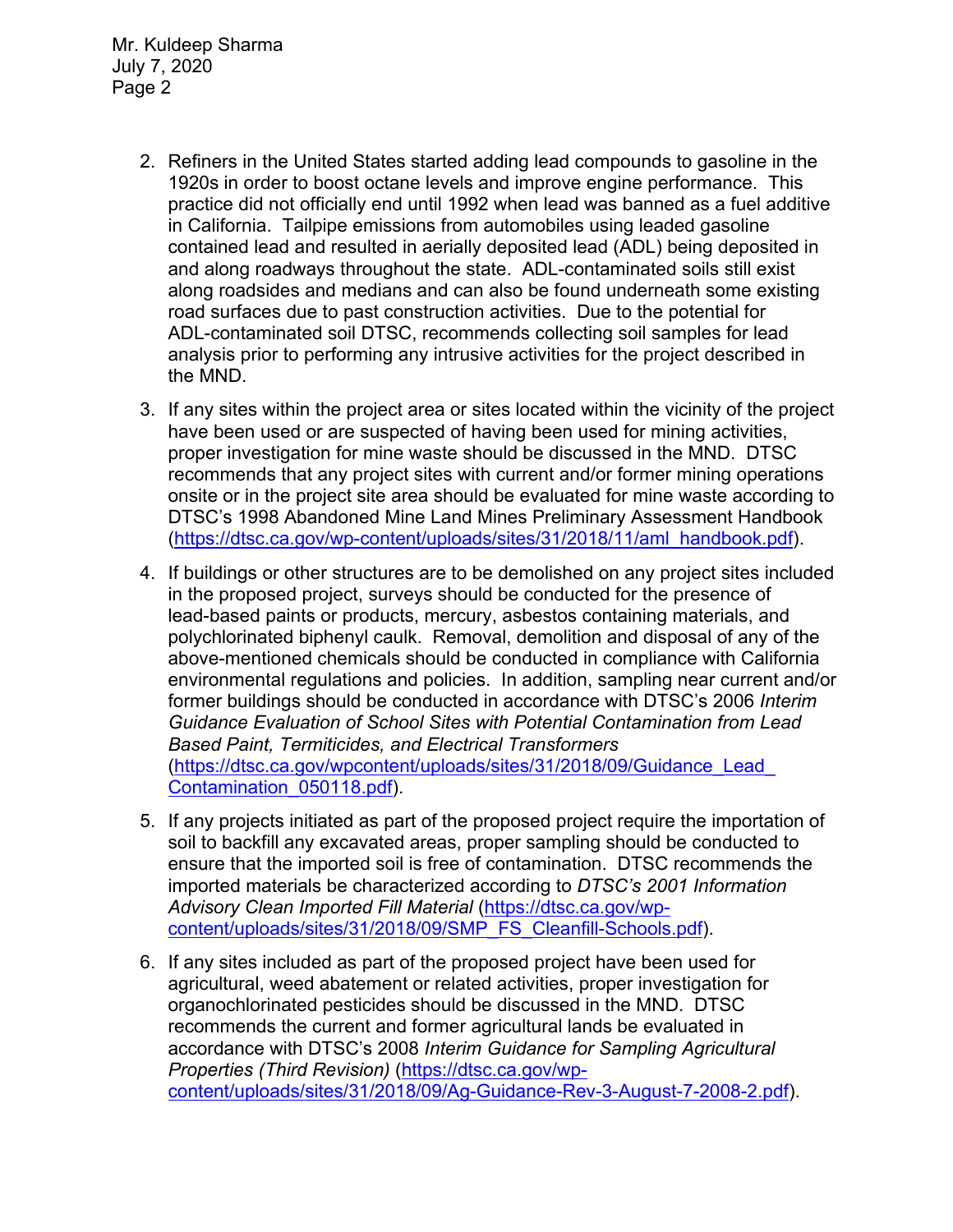2. Refiners in the United States started adding lead compounds to gasoline in the 1920s in order to boost octane levels and improve engine performance. This practice did not officially end until 1992 when lead was banned as a fuel additive in California. Tailpipe emissions from automobiles using leaded gasoline contained lead and resulted in aerially deposited lead (ADL) being deposited in and along roadways throughout the state. ADL-contaminated soils still exist along roadsides and medians and can also be found underneath some existing road surfaces due to past construction activities. Due to the potential for ADL-contaminated soil DTSC, recommends collecting soil samples for lead analysis prior to performing any intrusive activities for the project described in the MND.

3. If any sites within the project area or sites located within the vicinity of the project have been used or are suspected of having been used for mining activities, proper investigation for mine waste should be discussed in the MND. DTSC recommends that any project sites with current and/or former mining operations onsite or in the project site area should be evaluated for mine waste according to DTSC's 1998 Abandoned Mine Land Mines Preliminary Assessment Handbook (https://dtsc.ca.gov/wp-content/uploads/sites/31/2018/11/aml_handbook.pdf).

4. If buildings or other structures are to be demolished on any project sites included in the proposed project, surveys should be conducted for the presence of lead-based paints or products, mercury, asbestos containing materials, and polychlorinated biphenyl caulk. Removal, demolition and disposal of any of the above-mentioned chemicals should be conducted in compliance with California environmental regulations and policies. In addition, sampling near current and/or former buildings should be conducted in accordance with DTSC's 2006 *Interim Guidance Evaluation of School Sites with Potential Contamination from Lead Based Paint, Termiticides, and Electrical Transformers* (https://dtsc.ca.gov/wpcontent/uploads/sites/31/2018/09/Guidance_Lead_Contamination_050118.pdf).

5. If any projects initiated as part of the proposed project require the importation of soil to backfill any excavated areas, proper sampling should be conducted to ensure that the imported soil is free of contamination. DTSC recommends the imported materials be characterized according to *DTSC's 2001 Information Advisory Clean Imported Fill Material* (https://dtsc.ca.gov/wp-content/uploads/sites/31/2018/09/SMP_FS_Cleanfill-Schools.pdf).

6. If any sites included as part of the proposed project have been used for agricultural, weed abatement or related activities, proper investigation for organochlorinated pesticides should be discussed in the MND. DTSC recommends the current and former agricultural lands be evaluated in accordance with DTSC's 2008 *Interim Guidance for Sampling Agricultural Properties (Third Revision)* (https://dtsc.ca.gov/wp-content/uploads/sites/31/2018/09/Ag-Guidance-Rev-3-August-7-2008-2.pdf).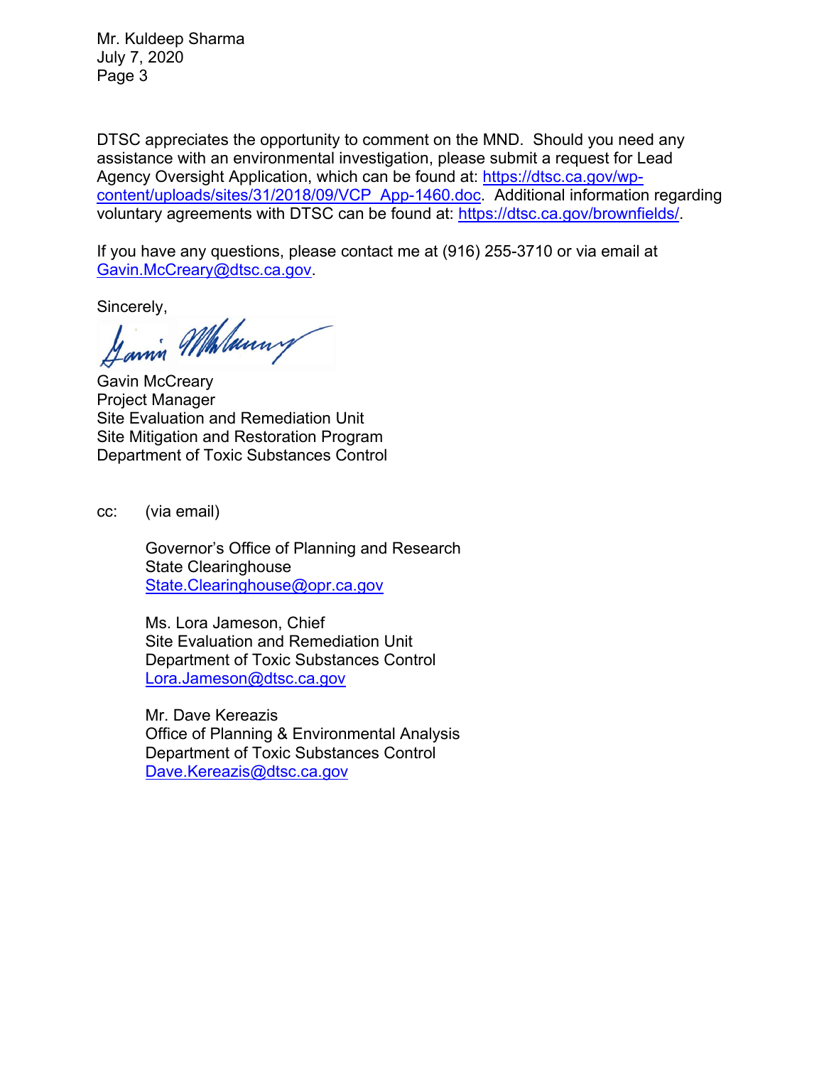DTSC appreciates the opportunity to comment on the MND. Should you need any assistance with an environmental investigation, please submit a request for Lead Agency Oversight Application, which can be found at: https://dtsc.ca.gov/wp-content/uploads/sites/31/2018/09/VCP_App-1460.doc. Additional information regarding voluntary agreements with DTSC can be found at: https://dtsc.ca.gov/brownfields/.

If you have any questions, please contact me at (916) 255-3710 or via email at Gavin.McCreary@dtsc.ca.gov.

Sincerely,

Gavin McCreary
Project Manager
Site Evaluation and Remediation Unit
Site Mitigation and Restoration Program
Department of Toxic Substances Control

cc: (via email)

Governor's Office of Planning and Research
State Clearinghouse
State.Clearinghouse@opr.ca.gov

Ms. Lora Jameson, Chief
Site Evaluation and Remediation Unit
Department of Toxic Substances Control
Lora.Jameson@dtsc.ca.gov

Mr. Dave Kereazis
Office of Planning & Environmental Analysis
Department of Toxic Substances Control
Dave.Kereazis@dtsc.ca.gov